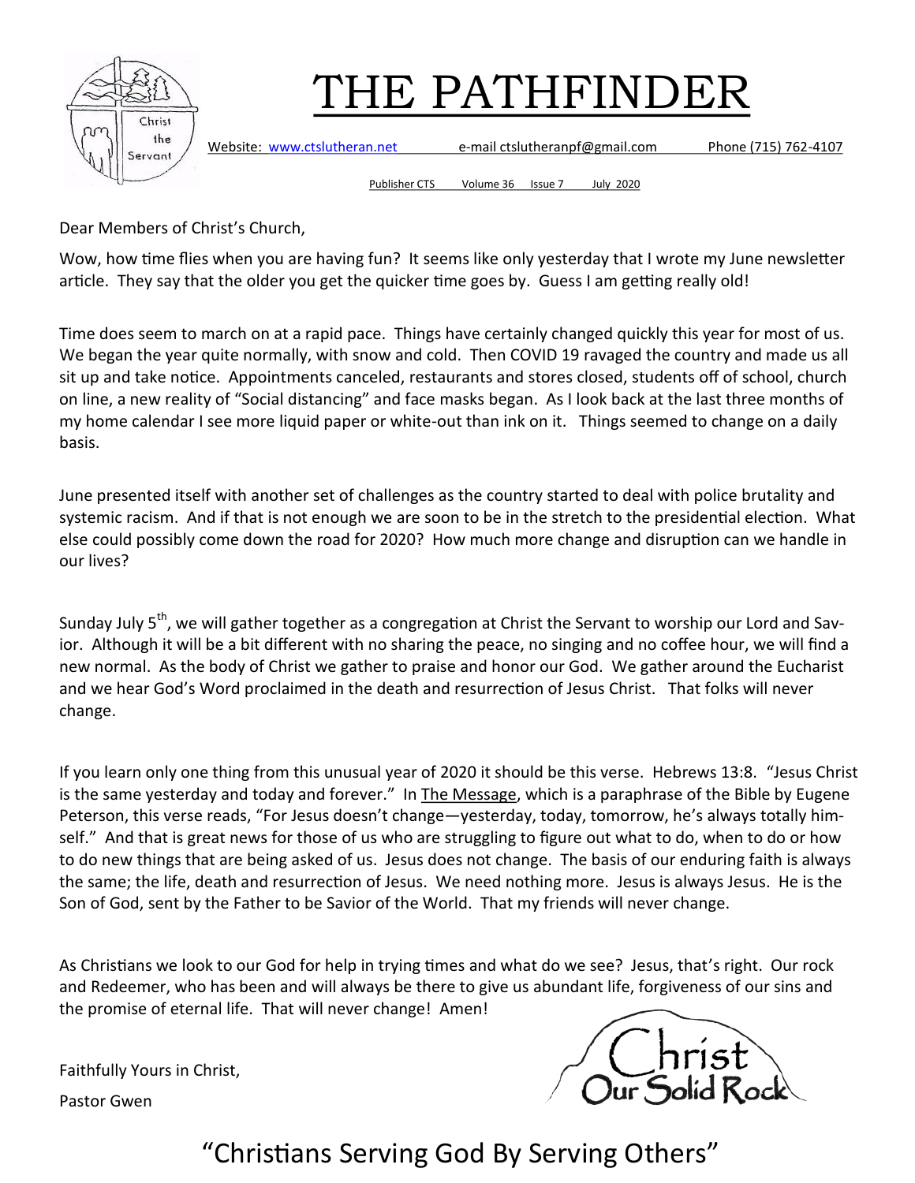# THE PATHFINDER

Website: www.ctslutheran.net e-mail ctslutheranpf@gmail.com Phone (715) 762-4107

Publisher CTS Volume 36 Issue 7 July 2020

Dear Members of Christ's Church,

Wow, how time flies when you are having fun? It seems like only yesterday that I wrote my June newsletter article. They say that the older you get the quicker time goes by. Guess I am getting really old!

Time does seem to march on at a rapid pace. Things have certainly changed quickly this year for most of us. We began the year quite normally, with snow and cold. Then COVID 19 ravaged the country and made us all sit up and take notice. Appointments canceled, restaurants and stores closed, students off of school, church on line, a new reality of "Social distancing" and face masks began. As I look back at the last three months of my home calendar I see more liquid paper or white-out than ink on it. Things seemed to change on a daily basis.

June presented itself with another set of challenges as the country started to deal with police brutality and systemic racism. And if that is not enough we are soon to be in the stretch to the presidential election. What else could possibly come down the road for 2020? How much more change and disruption can we handle in our lives?

Sunday July 5th, we will gather together as a congregation at Christ the Servant to worship our Lord and Savior. Although it will be a bit different with no sharing the peace, no singing and no coffee hour, we will find a new normal. As the body of Christ we gather to praise and honor our God. We gather around the Eucharist and we hear God's Word proclaimed in the death and resurrection of Jesus Christ. That folks will never change.

If you learn only one thing from this unusual year of 2020 it should be this verse. Hebrews 13:8. "Jesus Christ is the same yesterday and today and forever." In The Message, which is a paraphrase of the Bible by Eugene Peterson, this verse reads, "For Jesus doesn't change—yesterday, today, tomorrow, he's always totally himself." And that is great news for those of us who are struggling to figure out what to do, when to do or how to do new things that are being asked of us. Jesus does not change. The basis of our enduring faith is always the same; the life, death and resurrection of Jesus. We need nothing more. Jesus is always Jesus. He is the Son of God, sent by the Father to be Savior of the World. That my friends will never change.

As Christians we look to our God for help in trying times and what do we see? Jesus, that's right. Our rock and Redeemer, who has been and will always be there to give us abundant life, forgiveness of our sins and the promise of eternal life. That will never change! Amen!

Faithfully Yours in Christ,

Pastor Gwen

Christ Our Solid Rock

"Christians Serving God By Serving Others"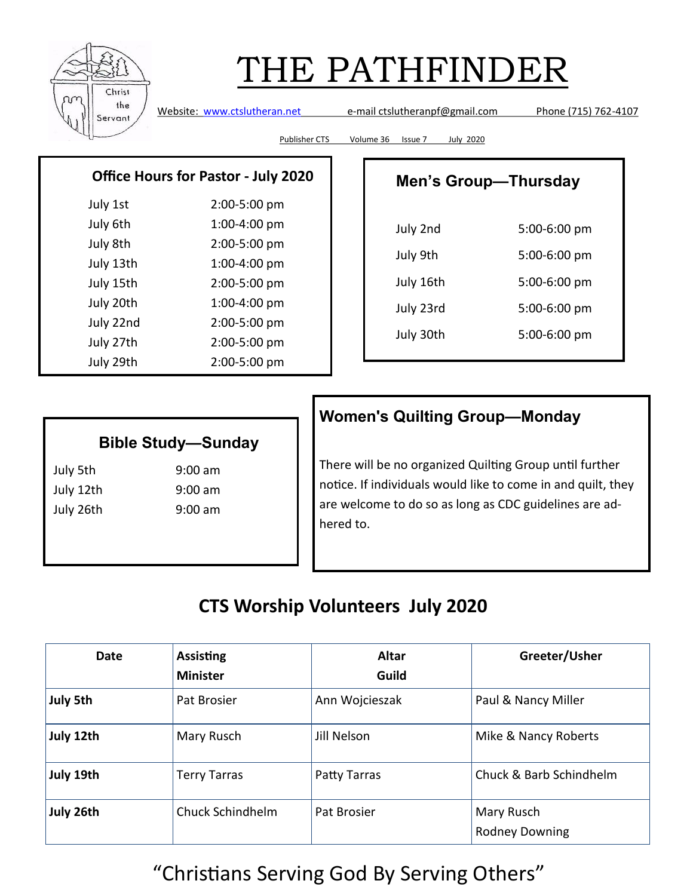# THE PATHFINDER

Website: www.ctslutheran.net    e-mail ctslutheranpf@gmail.com    Phone (715) 762-4107

Publisher CTS    Volume 36    Issue 7    July 2020

## Office Hours for Pastor - July 2020

| | |
|---|---|
| July 1st | 2:00-5:00 pm |
| July 6th | 1:00-4:00 pm |
| July 8th | 2:00-5:00 pm |
| July 13th | 1:00-4:00 pm |
| July 15th | 2:00-5:00 pm |
| July 20th | 1:00-4:00 pm |
| July 22nd | 2:00-5:00 pm |
| July 27th | 2:00-5:00 pm |
| July 29th | 2:00-5:00 pm |

## Men's Group—Thursday

| | |
|---|---|
| July 2nd | 5:00-6:00 pm |
| July 9th | 5:00-6:00 pm |
| July 16th | 5:00-6:00 pm |
| July 23rd | 5:00-6:00 pm |
| July 30th | 5:00-6:00 pm |

## Bible Study—Sunday

| | |
|---|---|
| July 5th | 9:00 am |
| July 12th | 9:00 am |
| July 26th | 9:00 am |

## Women's Quilting Group—Monday

There will be no organized Quilting Group until further notice. If individuals would like to come in and quilt, they are welcome to do so as long as CDC guidelines are adhered to.

## CTS Worship Volunteers July 2020

| Date | Assisting Minister | Altar Guild | Greeter/Usher |
|---|---|---|---|
| **July 5th** | Pat Brosier | Ann Wojcieszak | Paul & Nancy Miller |
| **July 12th** | Mary Rusch | Jill Nelson | Mike & Nancy Roberts |
| **July 19th** | Terry Tarras | Patty Tarras | Chuck & Barb Schindhelm |
| **July 26th** | Chuck Schindhelm | Pat Brosier | Mary Rusch<br>Rodney Downing |

"Christians Serving God By Serving Others"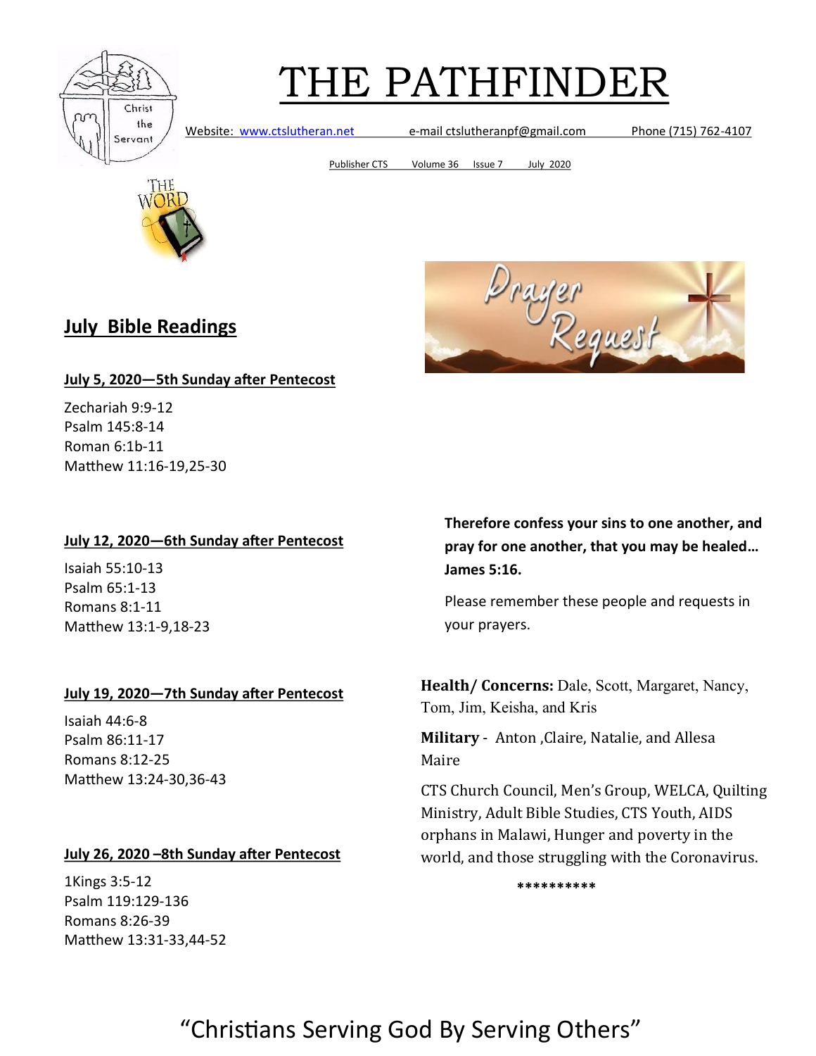# THE PATHFINDER

Website: www.ctslutheran.net e-mail ctslutheranpf@gmail.com Phone (715) 762-4107

Publisher CTS Volume 36 Issue 7 July 2020

## July Bible Readings

**July 5, 2020—5th Sunday after Pentecost**

Zechariah 9:9-12
Psalm 145:8-14
Roman 6:1b-11
Matthew 11:16-19,25-30

**July 12, 2020—6th Sunday after Pentecost**

Isaiah 55:10-13
Psalm 65:1-13
Romans 8:1-11
Matthew 13:1-9,18-23

**July 19, 2020—7th Sunday after Pentecost**

Isaiah 44:6-8
Psalm 86:11-17
Romans 8:12-25
Matthew 13:24-30,36-43

**July 26, 2020 –8th Sunday after Pentecost**

1Kings 3:5-12
Psalm 119:129-136
Romans 8:26-39
Matthew 13:31-33,44-52

## Prayer Request

**Therefore confess your sins to one another, and pray for one another, that you may be healed… James 5:16.**

Please remember these people and requests in your prayers.

**Health/ Concerns:** Dale, Scott, Margaret, Nancy, Tom, Jim, Keisha, and Kris

**Military** - Anton ,Claire, Natalie, and Allesa Maire

CTS Church Council, Men's Group, WELCA, Quilting Ministry, Adult Bible Studies, CTS Youth, AIDS orphans in Malawi, Hunger and poverty in the world, and those struggling with the Coronavirus.

**********

"Christians Serving God By Serving Others"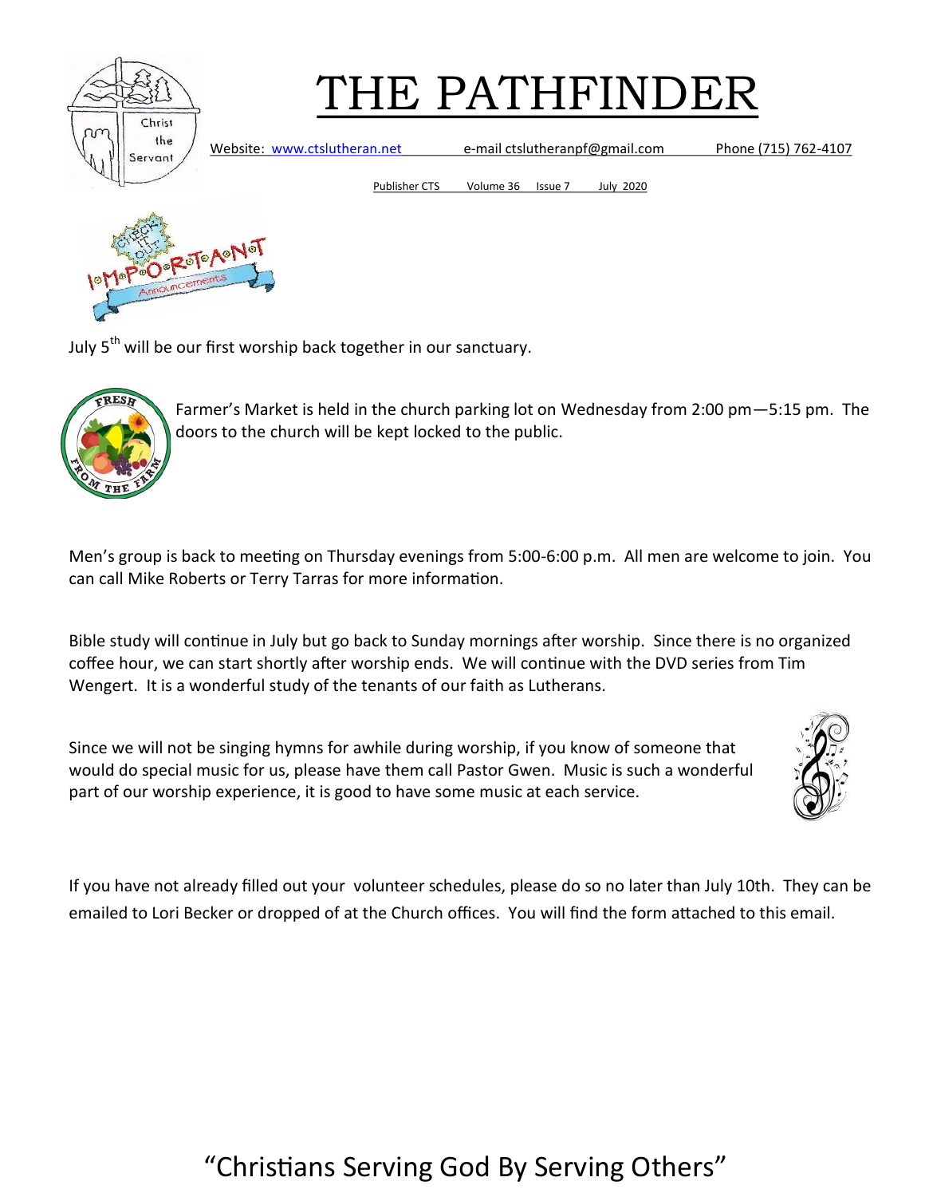# THE PATHFINDER

Website: www.ctslutheran.net e-mail ctslutheranpf@gmail.com Phone (715) 762-4107

Publisher CTS Volume 36 Issue 7 July 2020

July 5th will be our first worship back together in our sanctuary.

Farmer's Market is held in the church parking lot on Wednesday from 2:00 pm—5:15 pm. The doors to the church will be kept locked to the public.

Men's group is back to meeting on Thursday evenings from 5:00-6:00 p.m. All men are welcome to join. You can call Mike Roberts or Terry Tarras for more information.

Bible study will continue in July but go back to Sunday mornings after worship. Since there is no organized coffee hour, we can start shortly after worship ends. We will continue with the DVD series from Tim Wengert. It is a wonderful study of the tenants of our faith as Lutherans.

Since we will not be singing hymns for awhile during worship, if you know of someone that would do special music for us, please have them call Pastor Gwen. Music is such a wonderful part of our worship experience, it is good to have some music at each service.

If you have not already filled out your volunteer schedules, please do so no later than July 10th. They can be emailed to Lori Becker or dropped of at the Church offices. You will find the form attached to this email.

"Christians Serving God By Serving Others"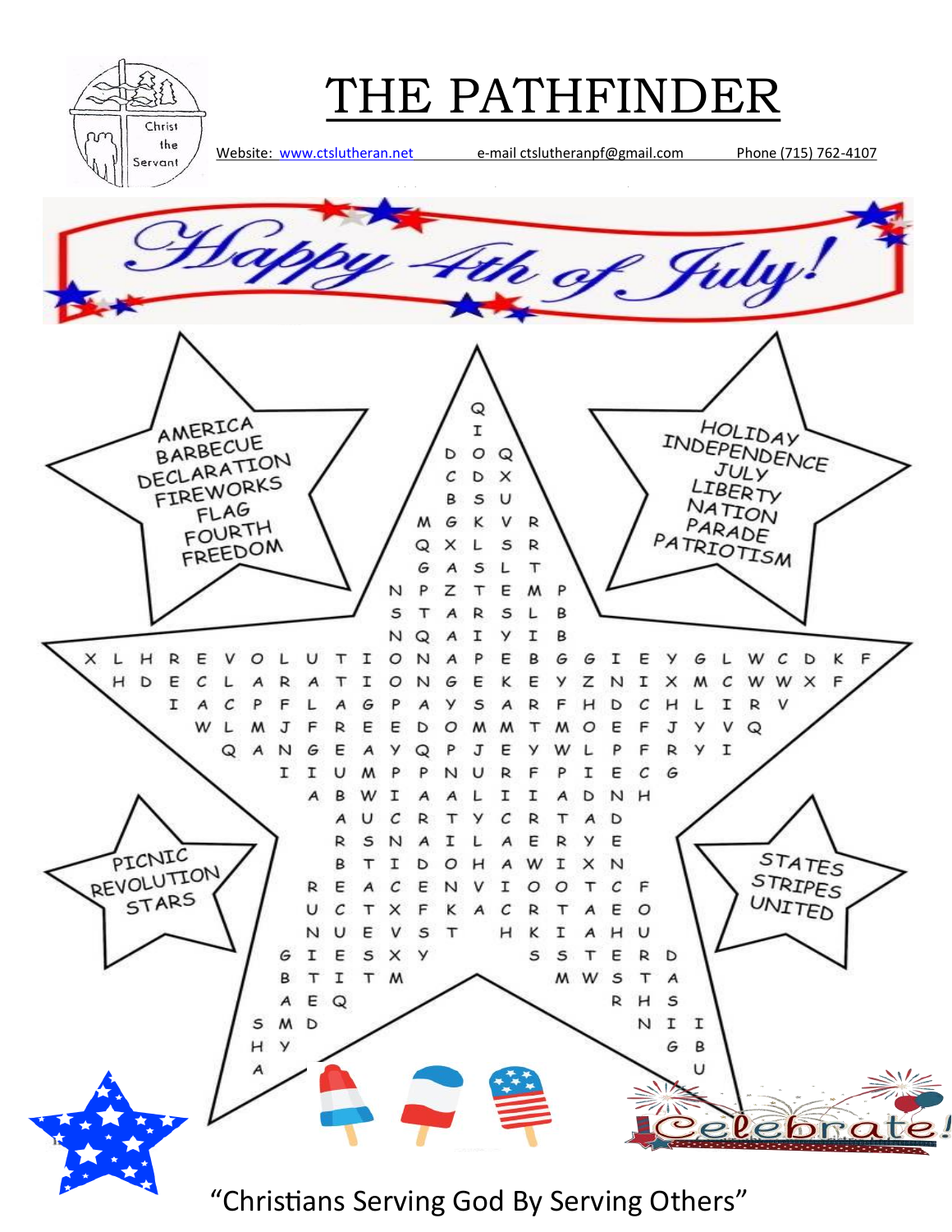# THE PATHFINDER

Website: www.ctslutheran.net e-mail ctslutheranpf@gmail.com Phone (715) 762-4107

Happy 4th of July!

AMERICA
BARBECUE
DECLARATION
FIREWORKS
FLAG
FOURTH
FREEDOM

HOLIDAY
INDEPENDENCE
JULY
LIBERTY
NATION
PARADE
PATRIOTISM

PICNIC
REVOLUTION
STARS

STATES
STRIPES
UNITED

```
                              Q
                              I
                            D O Q
                            C D X
                            B S U
                          M G K V R
                          Q X L S R
                          G A S L T
                        N P Z T E M P
                        S T A R S L B
                        N Q A I Y I B
X L H R E V O L U T I O N A P E B G G I E Y G L W C D K F
  H D E C L A R A T I O N G E K E Y Z N I X M C W W X F
      I A C P F L A G P A Y S A R F H D C H L I R V
        W L M J F R E E D O M M T M O E F J Y V Q
          Q A N G E A Y Q P J E Y W L P F R Y I
              I I U M P P N U R F P I E C G
                A B W I A A L I I A D N H
                  A U C R T Y C R T A D
                  R S N A I L A E R Y E
                  B T I D O H A W I X N
                R E A C E N V I O O T C F
                U C T X F K A C R T A E O
                N U E V S T   H K I A H U
              G I E S X Y       S S T E R D
              B T I T M           M W S T A
              A E Q                   R H S
            S M D                       N I I
            H Y                           G B
            A                               U
```

Celebrate!

"Christians Serving God By Serving Others"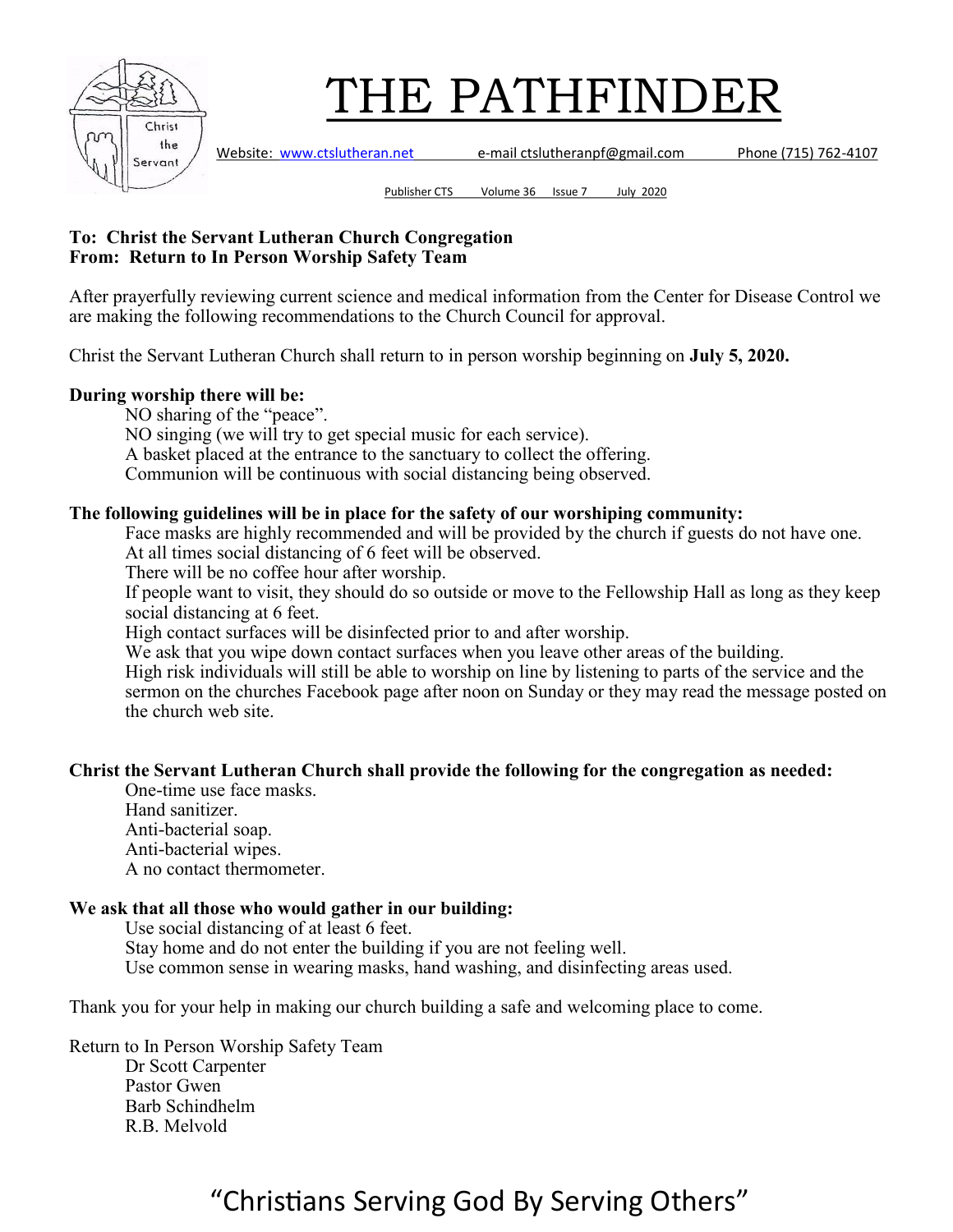# THE PATHFINDER

Website: www.ctslutheran.net e-mail ctslutheranpf@gmail.com Phone (715) 762-4107

Publisher CTS Volume 36 Issue 7 July 2020

**To: Christ the Servant Lutheran Church Congregation**
**From: Return to In Person Worship Safety Team**

After prayerfully reviewing current science and medical information from the Center for Disease Control we are making the following recommendations to the Church Council for approval.

Christ the Servant Lutheran Church shall return to in person worship beginning on **July 5, 2020.**

**During worship there will be:**

NO sharing of the "peace".
NO singing (we will try to get special music for each service).
A basket placed at the entrance to the sanctuary to collect the offering.
Communion will be continuous with social distancing being observed.

**The following guidelines will be in place for the safety of our worshiping community:**

Face masks are highly recommended and will be provided by the church if guests do not have one.
At all times social distancing of 6 feet will be observed.
There will be no coffee hour after worship.
If people want to visit, they should do so outside or move to the Fellowship Hall as long as they keep social distancing at 6 feet.
High contact surfaces will be disinfected prior to and after worship.
We ask that you wipe down contact surfaces when you leave other areas of the building.
High risk individuals will still be able to worship on line by listening to parts of the service and the sermon on the churches Facebook page after noon on Sunday or they may read the message posted on the church web site.

**Christ the Servant Lutheran Church shall provide the following for the congregation as needed:**

One-time use face masks.
Hand sanitizer.
Anti-bacterial soap.
Anti-bacterial wipes.
A no contact thermometer.

**We ask that all those who would gather in our building:**

Use social distancing of at least 6 feet.
Stay home and do not enter the building if you are not feeling well.
Use common sense in wearing masks, hand washing, and disinfecting areas used.

Thank you for your help in making our church building a safe and welcoming place to come.

Return to In Person Worship Safety Team
Dr Scott Carpenter
Pastor Gwen
Barb Schindhelm
R.B. Melvold

"Christians Serving God By Serving Others"